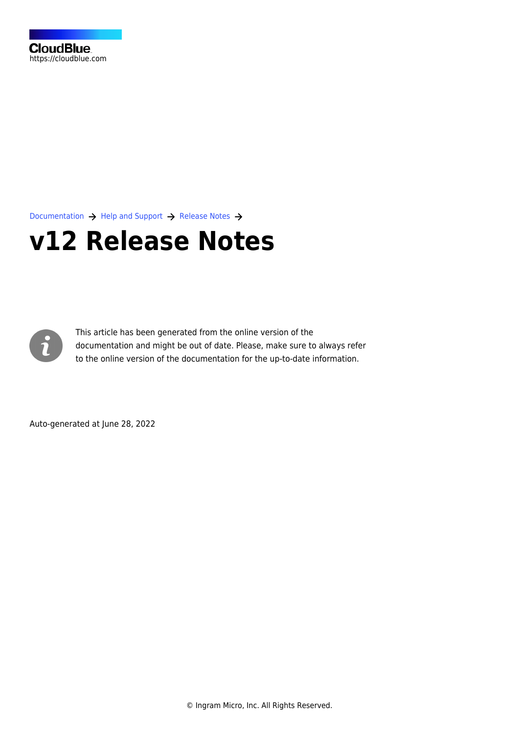CloudBlue
https://cloudblue.com

Documentation → Help and Support → Release Notes →

# v12 Release Notes

This article has been generated from the online version of the documentation and might be out of date. Please, make sure to always refer to the online version of the documentation for the up-to-date information.

Auto-generated at June 28, 2022

© Ingram Micro, Inc. All Rights Reserved.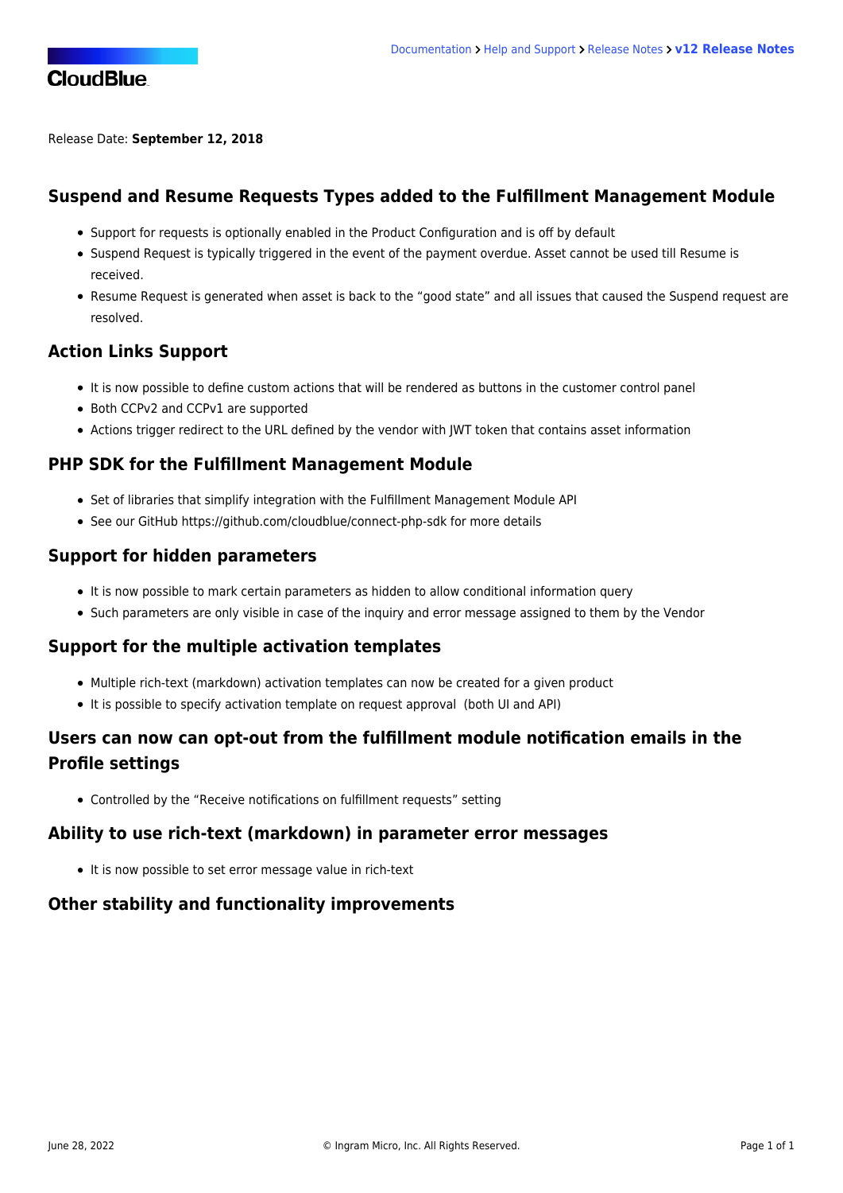Release Date: **September 12, 2018**

## Suspend and Resume Requests Types added to the Fulfillment Management Module

- Support for requests is optionally enabled in the Product Configuration and is off by default
- Suspend Request is typically triggered in the event of the payment overdue. Asset cannot be used till Resume is received.
- Resume Request is generated when asset is back to the "good state" and all issues that caused the Suspend request are resolved.

## Action Links Support

- It is now possible to define custom actions that will be rendered as buttons in the customer control panel
- Both CCPv2 and CCPv1 are supported
- Actions trigger redirect to the URL defined by the vendor with JWT token that contains asset information

## PHP SDK for the Fulfillment Management Module

- Set of libraries that simplify integration with the Fulfillment Management Module API
- See our GitHub https://github.com/cloudblue/connect-php-sdk for more details

## Support for hidden parameters

- It is now possible to mark certain parameters as hidden to allow conditional information query
- Such parameters are only visible in case of the inquiry and error message assigned to them by the Vendor

## Support for the multiple activation templates

- Multiple rich-text (markdown) activation templates can now be created for a given product
- It is possible to specify activation template on request approval (both UI and API)

## Users can now can opt-out from the fulfillment module notification emails in the Profile settings

- Controlled by the "Receive notifications on fulfillment requests" setting

## Ability to use rich-text (markdown) in parameter error messages

- It is now possible to set error message value in rich-text

## Other stability and functionality improvements